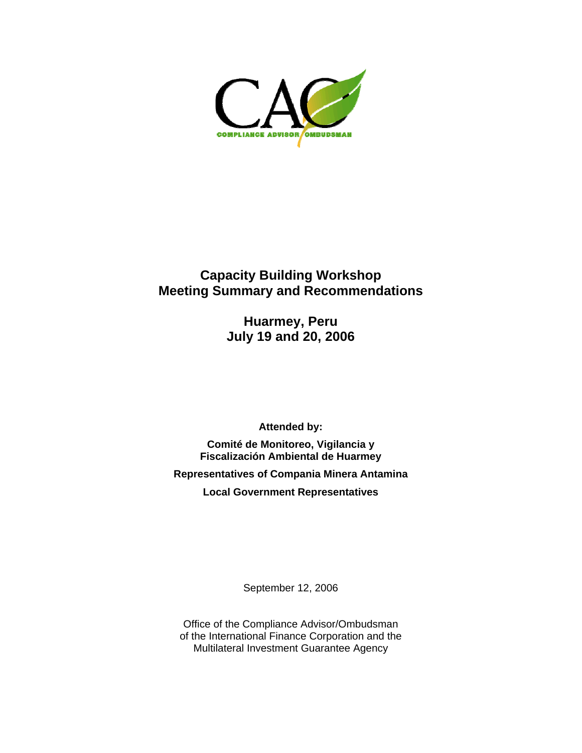CAO

COMPLIANCE ADVISOR OMBUDSMAN

# Capacity Building Workshop
# Meeting Summary and Recommendations

## Huarmey, Peru
## July 19 and 20, 2006

**Attended by:**

**Comité de Monitoreo, Vigilancia y Fiscalización Ambiental de Huarmey**

**Representatives of Compania Minera Antamina**

**Local Government Representatives**

September 12, 2006

Office of the Compliance Advisor/Ombudsman
of the International Finance Corporation and the
Multilateral Investment Guarantee Agency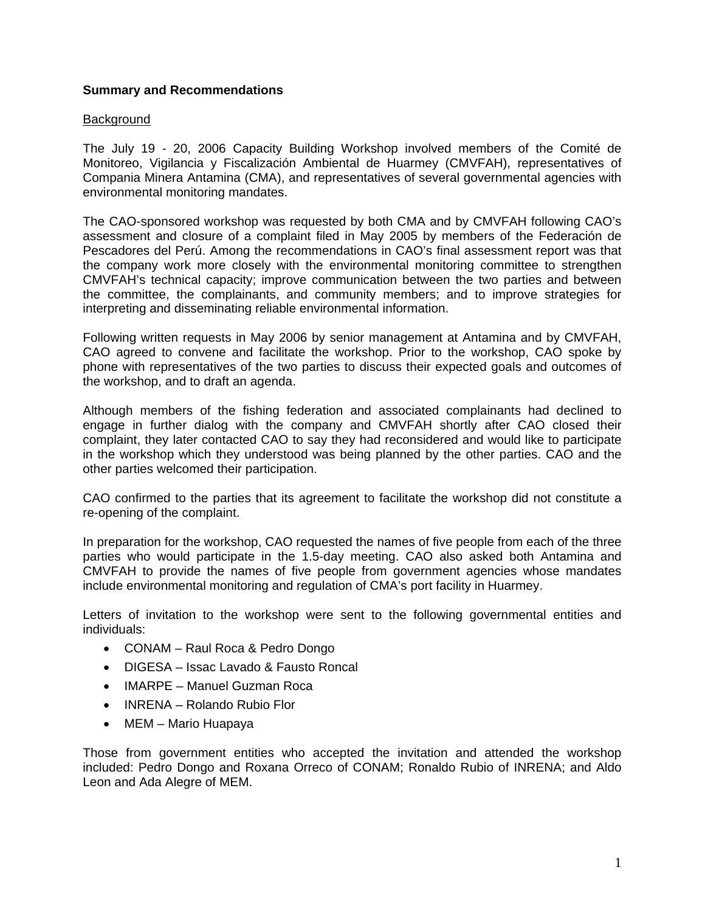**Summary and Recommendations**

Background

The July 19 - 20, 2006 Capacity Building Workshop involved members of the Comité de Monitoreo, Vigilancia y Fiscalización Ambiental de Huarmey (CMVFAH), representatives of Compania Minera Antamina (CMA), and representatives of several governmental agencies with environmental monitoring mandates.

The CAO-sponsored workshop was requested by both CMA and by CMVFAH following CAO's assessment and closure of a complaint filed in May 2005 by members of the Federación de Pescadores del Perú. Among the recommendations in CAO's final assessment report was that the company work more closely with the environmental monitoring committee to strengthen CMVFAH's technical capacity; improve communication between the two parties and between the committee, the complainants, and community members; and to improve strategies for interpreting and disseminating reliable environmental information.

Following written requests in May 2006 by senior management at Antamina and by CMVFAH, CAO agreed to convene and facilitate the workshop. Prior to the workshop, CAO spoke by phone with representatives of the two parties to discuss their expected goals and outcomes of the workshop, and to draft an agenda.

Although members of the fishing federation and associated complainants had declined to engage in further dialog with the company and CMVFAH shortly after CAO closed their complaint, they later contacted CAO to say they had reconsidered and would like to participate in the workshop which they understood was being planned by the other parties. CAO and the other parties welcomed their participation.

CAO confirmed to the parties that its agreement to facilitate the workshop did not constitute a re-opening of the complaint.

In preparation for the workshop, CAO requested the names of five people from each of the three parties who would participate in the 1.5-day meeting. CAO also asked both Antamina and CMVFAH to provide the names of five people from government agencies whose mandates include environmental monitoring and regulation of CMA's port facility in Huarmey.

Letters of invitation to the workshop were sent to the following governmental entities and individuals:

- CONAM – Raul Roca & Pedro Dongo
- DIGESA – Issac Lavado & Fausto Roncal
- IMARPE – Manuel Guzman Roca
- INRENA – Rolando Rubio Flor
- MEM – Mario Huapaya

Those from government entities who accepted the invitation and attended the workshop included: Pedro Dongo and Roxana Orreco of CONAM; Ronaldo Rubio of INRENA; and Aldo Leon and Ada Alegre of MEM.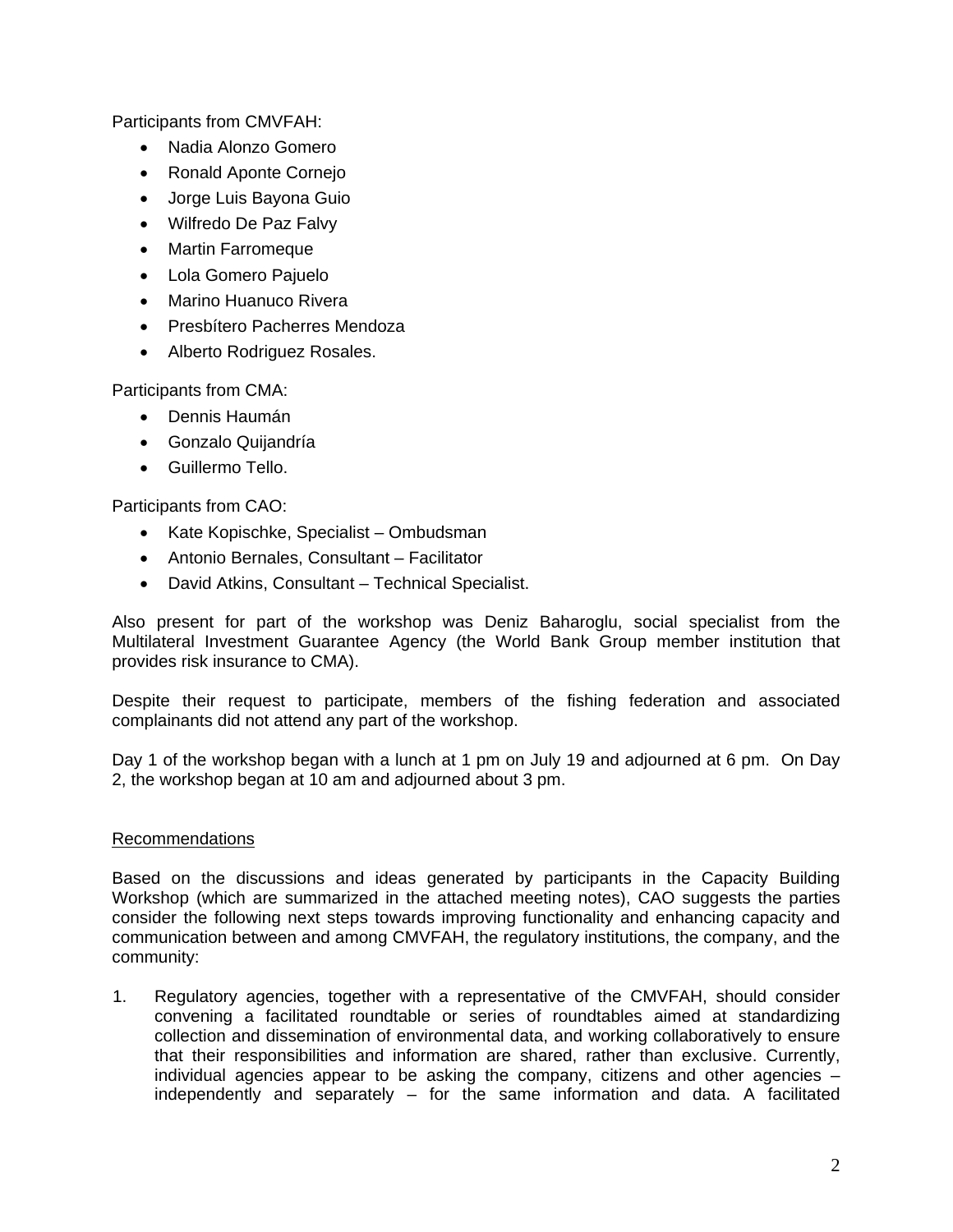Participants from CMVFAH:

- Nadia Alonzo Gomero
- Ronald Aponte Cornejo
- Jorge Luis Bayona Guio
- Wilfredo De Paz Falvy
- Martin Farromeque
- Lola Gomero Pajuelo
- Marino Huanuco Rivera
- Presbítero Pacherres Mendoza
- Alberto Rodriguez Rosales.

Participants from CMA:

- Dennis Haumán
- Gonzalo Quijandría
- Guillermo Tello.

Participants from CAO:

- Kate Kopischke, Specialist – Ombudsman
- Antonio Bernales, Consultant – Facilitator
- David Atkins, Consultant – Technical Specialist.

Also present for part of the workshop was Deniz Baharoglu, social specialist from the Multilateral Investment Guarantee Agency (the World Bank Group member institution that provides risk insurance to CMA).

Despite their request to participate, members of the fishing federation and associated complainants did not attend any part of the workshop.

Day 1 of the workshop began with a lunch at 1 pm on July 19 and adjourned at 6 pm. On Day 2, the workshop began at 10 am and adjourned about 3 pm.

## Recommendations

Based on the discussions and ideas generated by participants in the Capacity Building Workshop (which are summarized in the attached meeting notes), CAO suggests the parties consider the following next steps towards improving functionality and enhancing capacity and communication between and among CMVFAH, the regulatory institutions, the company, and the community:

1. Regulatory agencies, together with a representative of the CMVFAH, should consider convening a facilitated roundtable or series of roundtables aimed at standardizing collection and dissemination of environmental data, and working collaboratively to ensure that their responsibilities and information are shared, rather than exclusive. Currently, individual agencies appear to be asking the company, citizens and other agencies – independently and separately – for the same information and data. A facilitated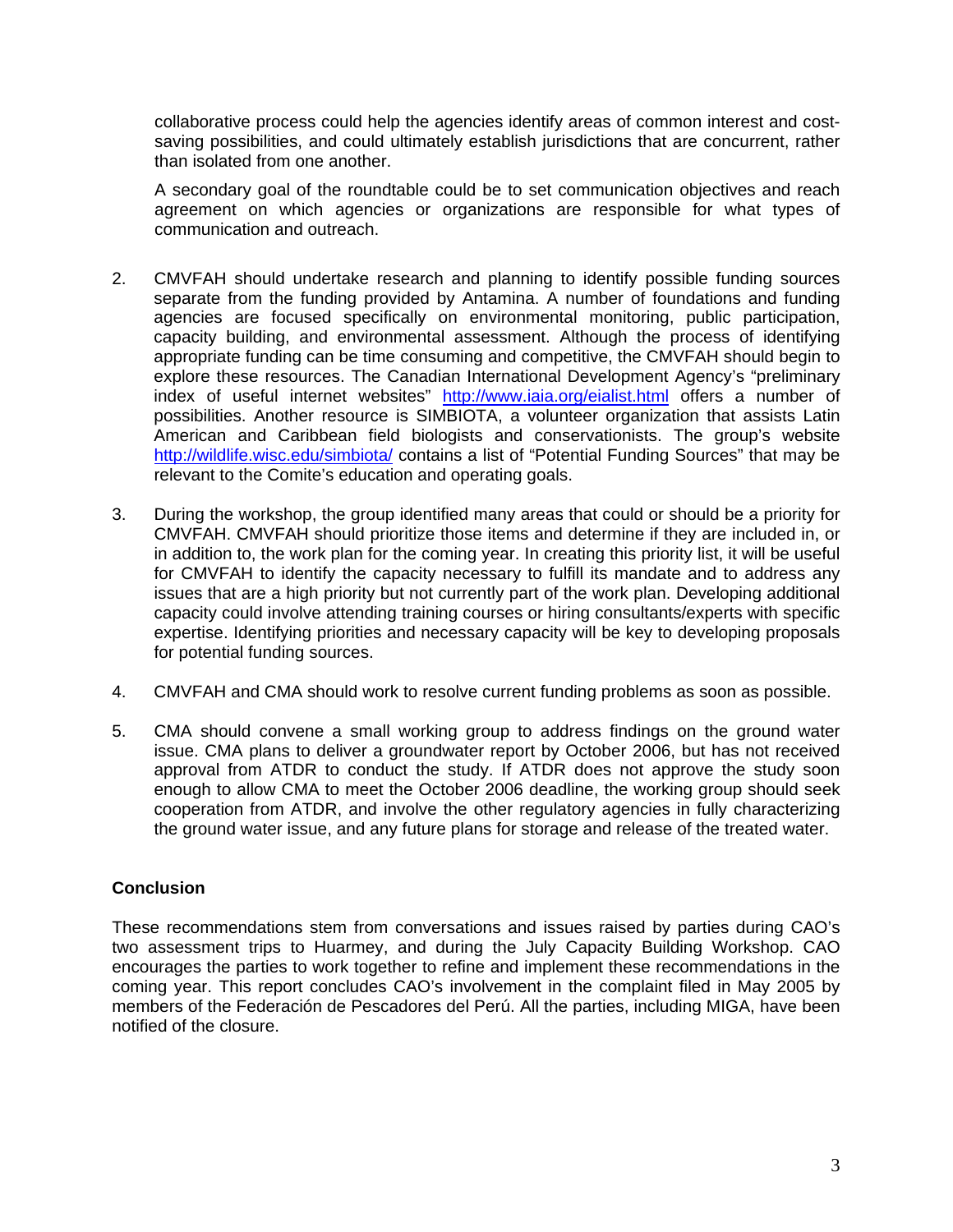collaborative process could help the agencies identify areas of common interest and cost-saving possibilities, and could ultimately establish jurisdictions that are concurrent, rather than isolated from one another.

A secondary goal of the roundtable could be to set communication objectives and reach agreement on which agencies or organizations are responsible for what types of communication and outreach.

2. CMVFAH should undertake research and planning to identify possible funding sources separate from the funding provided by Antamina. A number of foundations and funding agencies are focused specifically on environmental monitoring, public participation, capacity building, and environmental assessment. Although the process of identifying appropriate funding can be time consuming and competitive, the CMVFAH should begin to explore these resources. The Canadian International Development Agency's "preliminary index of useful internet websites" http://www.iaia.org/eialist.html offers a number of possibilities. Another resource is SIMBIOTA, a volunteer organization that assists Latin American and Caribbean field biologists and conservationists. The group's website http://wildlife.wisc.edu/simbiota/ contains a list of "Potential Funding Sources" that may be relevant to the Comite's education and operating goals.

3. During the workshop, the group identified many areas that could or should be a priority for CMVFAH. CMVFAH should prioritize those items and determine if they are included in, or in addition to, the work plan for the coming year. In creating this priority list, it will be useful for CMVFAH to identify the capacity necessary to fulfill its mandate and to address any issues that are a high priority but not currently part of the work plan. Developing additional capacity could involve attending training courses or hiring consultants/experts with specific expertise. Identifying priorities and necessary capacity will be key to developing proposals for potential funding sources.

4. CMVFAH and CMA should work to resolve current funding problems as soon as possible.

5. CMA should convene a small working group to address findings on the ground water issue. CMA plans to deliver a groundwater report by October 2006, but has not received approval from ATDR to conduct the study. If ATDR does not approve the study soon enough to allow CMA to meet the October 2006 deadline, the working group should seek cooperation from ATDR, and involve the other regulatory agencies in fully characterizing the ground water issue, and any future plans for storage and release of the treated water.

**Conclusion**

These recommendations stem from conversations and issues raised by parties during CAO's two assessment trips to Huarmey, and during the July Capacity Building Workshop. CAO encourages the parties to work together to refine and implement these recommendations in the coming year. This report concludes CAO's involvement in the complaint filed in May 2005 by members of the Federación de Pescadores del Perú. All the parties, including MIGA, have been notified of the closure.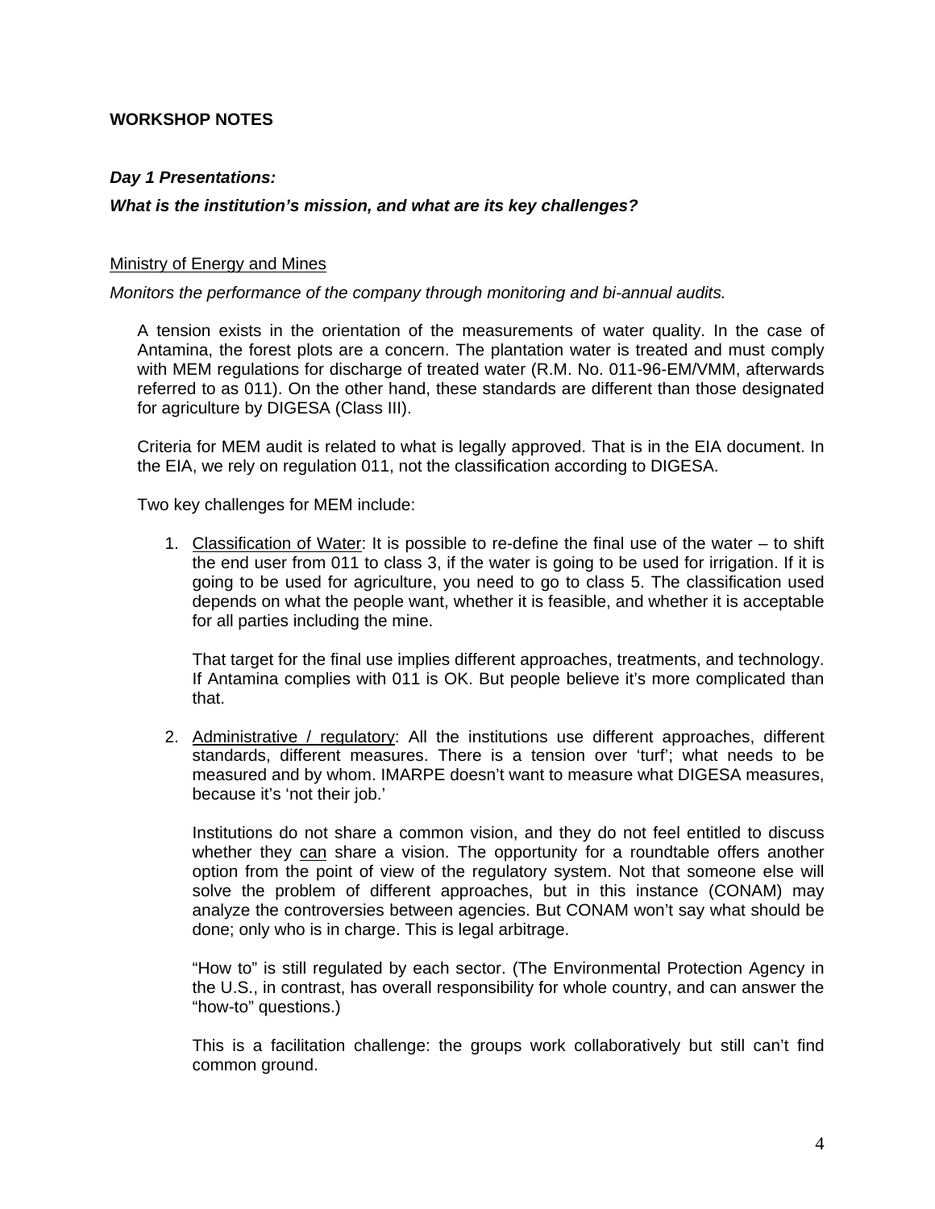**WORKSHOP NOTES**

***Day 1 Presentations:***

***What is the institution's mission, and what are its key challenges?***

<u>Ministry of Energy and Mines</u>

*Monitors the performance of the company through monitoring and bi-annual audits.*

A tension exists in the orientation of the measurements of water quality. In the case of Antamina, the forest plots are a concern. The plantation water is treated and must comply with MEM regulations for discharge of treated water (R.M. No. 011-96-EM/VMM, afterwards referred to as 011). On the other hand, these standards are different than those designated for agriculture by DIGESA (Class III).

Criteria for MEM audit is related to what is legally approved. That is in the EIA document. In the EIA, we rely on regulation 011, not the classification according to DIGESA.

Two key challenges for MEM include:

1. <u>Classification of Water</u>: It is possible to re-define the final use of the water – to shift the end user from 011 to class 3, if the water is going to be used for irrigation. If it is going to be used for agriculture, you need to go to class 5. The classification used depends on what the people want, whether it is feasible, and whether it is acceptable for all parties including the mine.

   That target for the final use implies different approaches, treatments, and technology. If Antamina complies with 011 is OK. But people believe it's more complicated than that.

2. <u>Administrative / regulatory</u>: All the institutions use different approaches, different standards, different measures. There is a tension over 'turf'; what needs to be measured and by whom. IMARPE doesn't want to measure what DIGESA measures, because it's 'not their job.'

   Institutions do not share a common vision, and they do not feel entitled to discuss whether they <u>can</u> share a vision. The opportunity for a roundtable offers another option from the point of view of the regulatory system. Not that someone else will solve the problem of different approaches, but in this instance (CONAM) may analyze the controversies between agencies. But CONAM won't say what should be done; only who is in charge. This is legal arbitrage.

   "How to" is still regulated by each sector. (The Environmental Protection Agency in the U.S., in contrast, has overall responsibility for whole country, and can answer the "how-to" questions.)

   This is a facilitation challenge: the groups work collaboratively but still can't find common ground.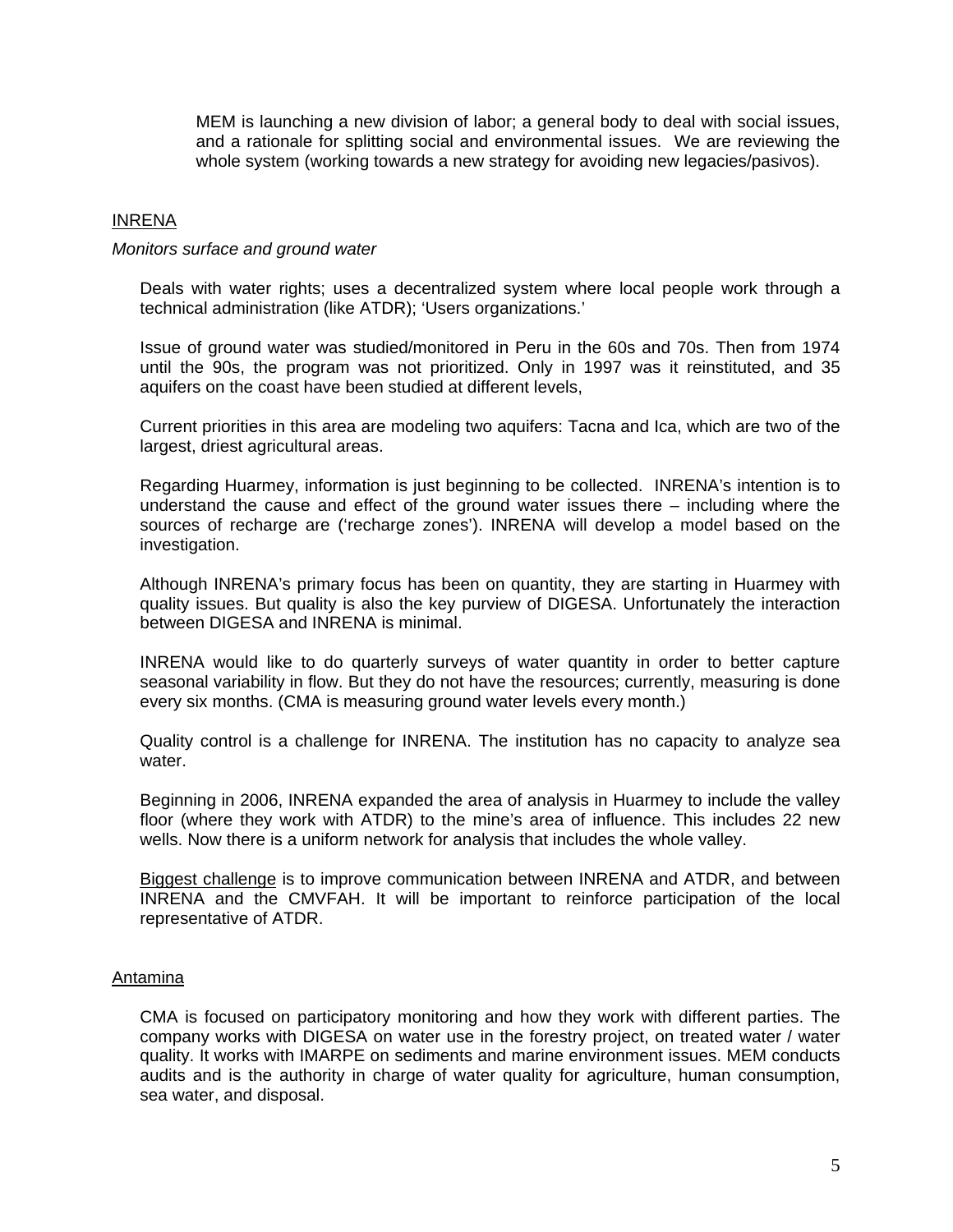MEM is launching a new division of labor; a general body to deal with social issues, and a rationale for splitting social and environmental issues. We are reviewing the whole system (working towards a new strategy for avoiding new legacies/pasivos).

<u>INRENA</u>

*Monitors surface and ground water*

Deals with water rights; uses a decentralized system where local people work through a technical administration (like ATDR); 'Users organizations.'

Issue of ground water was studied/monitored in Peru in the 60s and 70s. Then from 1974 until the 90s, the program was not prioritized. Only in 1997 was it reinstituted, and 35 aquifers on the coast have been studied at different levels,

Current priorities in this area are modeling two aquifers: Tacna and Ica, which are two of the largest, driest agricultural areas.

Regarding Huarmey, information is just beginning to be collected. INRENA's intention is to understand the cause and effect of the ground water issues there – including where the sources of recharge are ('recharge zones'). INRENA will develop a model based on the investigation.

Although INRENA's primary focus has been on quantity, they are starting in Huarmey with quality issues. But quality is also the key purview of DIGESA. Unfortunately the interaction between DIGESA and INRENA is minimal.

INRENA would like to do quarterly surveys of water quantity in order to better capture seasonal variability in flow. But they do not have the resources; currently, measuring is done every six months. (CMA is measuring ground water levels every month.)

Quality control is a challenge for INRENA. The institution has no capacity to analyze sea water.

Beginning in 2006, INRENA expanded the area of analysis in Huarmey to include the valley floor (where they work with ATDR) to the mine's area of influence. This includes 22 new wells. Now there is a uniform network for analysis that includes the whole valley.

<u>Biggest challenge</u> is to improve communication between INRENA and ATDR, and between INRENA and the CMVFAH. It will be important to reinforce participation of the local representative of ATDR.

<u>Antamina</u>

CMA is focused on participatory monitoring and how they work with different parties. The company works with DIGESA on water use in the forestry project, on treated water / water quality. It works with IMARPE on sediments and marine environment issues. MEM conducts audits and is the authority in charge of water quality for agriculture, human consumption, sea water, and disposal.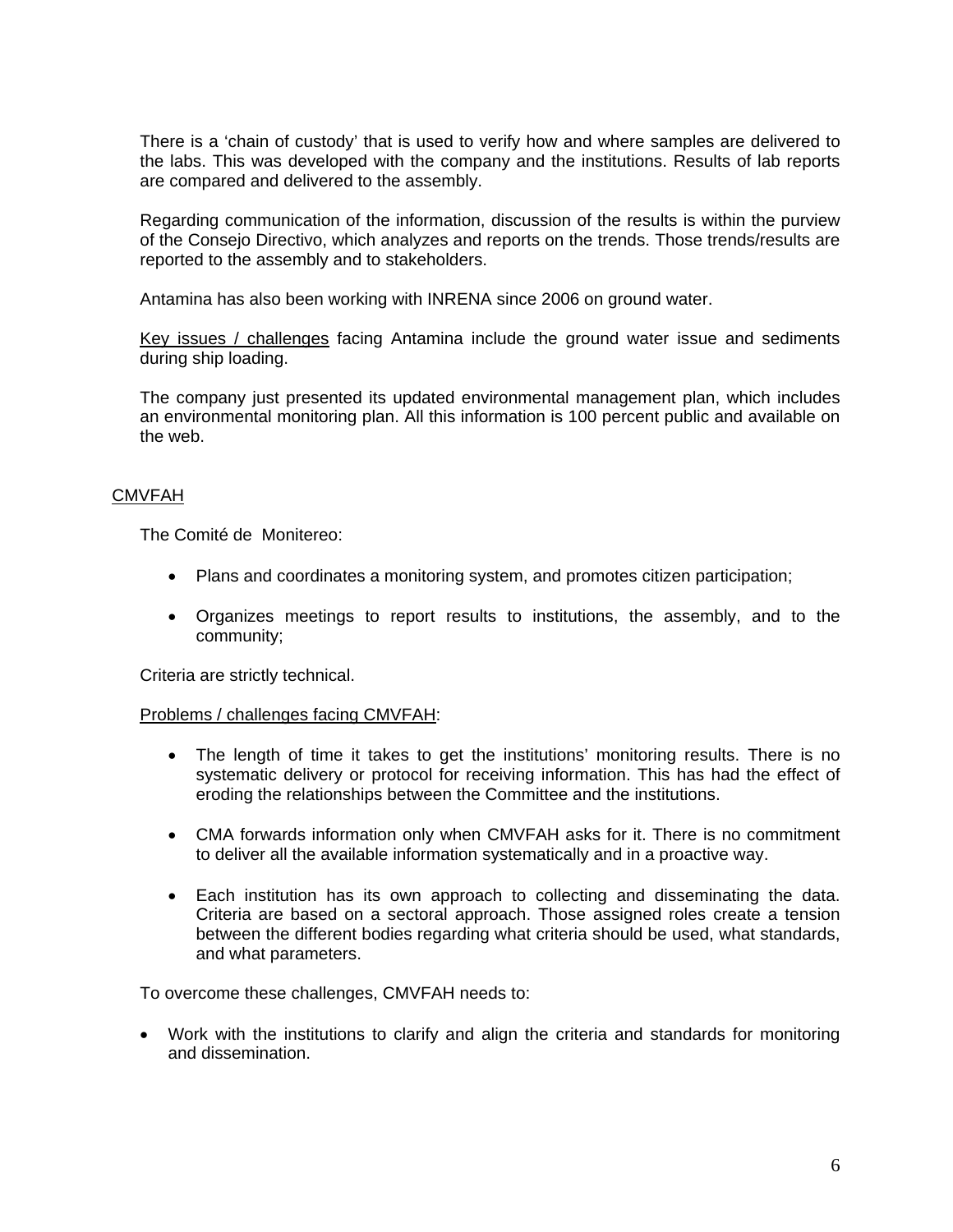There is a 'chain of custody' that is used to verify how and where samples are delivered to the labs. This was developed with the company and the institutions. Results of lab reports are compared and delivered to the assembly.

Regarding communication of the information, discussion of the results is within the purview of the Consejo Directivo, which analyzes and reports on the trends. Those trends/results are reported to the assembly and to stakeholders.

Antamina has also been working with INRENA since 2006 on ground water.

Key issues / challenges facing Antamina include the ground water issue and sediments during ship loading.

The company just presented its updated environmental management plan, which includes an environmental monitoring plan. All this information is 100 percent public and available on the web.

CMVFAH

The Comité de Monitereo:

- Plans and coordinates a monitoring system, and promotes citizen participation;
- Organizes meetings to report results to institutions, the assembly, and to the community;

Criteria are strictly technical.

Problems / challenges facing CMVFAH:

- The length of time it takes to get the institutions' monitoring results. There is no systematic delivery or protocol for receiving information. This has had the effect of eroding the relationships between the Committee and the institutions.
- CMA forwards information only when CMVFAH asks for it. There is no commitment to deliver all the available information systematically and in a proactive way.
- Each institution has its own approach to collecting and disseminating the data. Criteria are based on a sectoral approach. Those assigned roles create a tension between the different bodies regarding what criteria should be used, what standards, and what parameters.

To overcome these challenges, CMVFAH needs to:

- Work with the institutions to clarify and align the criteria and standards for monitoring and dissemination.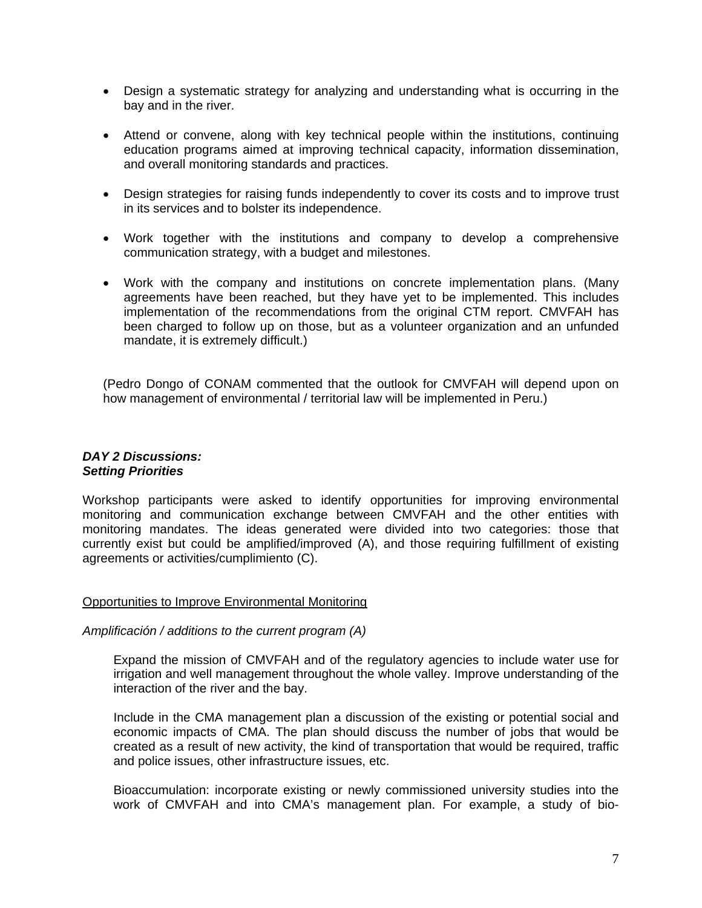- Design a systematic strategy for analyzing and understanding what is occurring in the bay and in the river.

- Attend or convene, along with key technical people within the institutions, continuing education programs aimed at improving technical capacity, information dissemination, and overall monitoring standards and practices.

- Design strategies for raising funds independently to cover its costs and to improve trust in its services and to bolster its independence.

- Work together with the institutions and company to develop a comprehensive communication strategy, with a budget and milestones.

- Work with the company and institutions on concrete implementation plans. (Many agreements have been reached, but they have yet to be implemented. This includes implementation of the recommendations from the original CTM report. CMVFAH has been charged to follow up on those, but as a volunteer organization and an unfunded mandate, it is extremely difficult.)

(Pedro Dongo of CONAM commented that the outlook for CMVFAH will depend upon on how management of environmental / territorial law will be implemented in Peru.)

***DAY 2 Discussions:***
***Setting Priorities***

Workshop participants were asked to identify opportunities for improving environmental monitoring and communication exchange between CMVFAH and the other entities with monitoring mandates. The ideas generated were divided into two categories: those that currently exist but could be amplified/improved (A), and those requiring fulfillment of existing agreements or activities/cumplimiento (C).

<u>Opportunities to Improve Environmental Monitoring</u>

*Amplificación / additions to the current program (A)*

Expand the mission of CMVFAH and of the regulatory agencies to include water use for irrigation and well management throughout the whole valley. Improve understanding of the interaction of the river and the bay.

Include in the CMA management plan a discussion of the existing or potential social and economic impacts of CMA. The plan should discuss the number of jobs that would be created as a result of new activity, the kind of transportation that would be required, traffic and police issues, other infrastructure issues, etc.

Bioaccumulation: incorporate existing or newly commissioned university studies into the work of CMVFAH and into CMA's management plan. For example, a study of bio-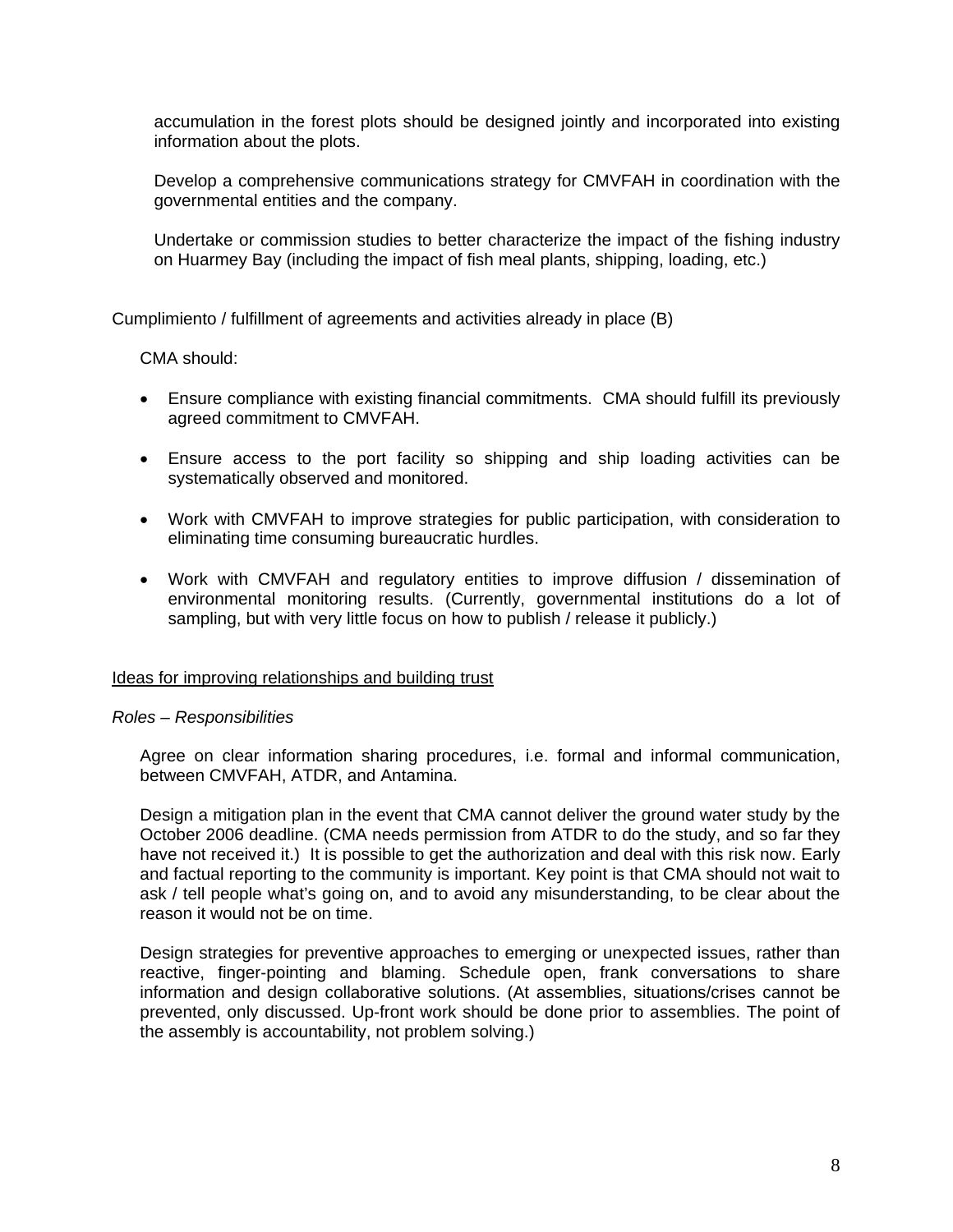accumulation in the forest plots should be designed jointly and incorporated into existing information about the plots.

Develop a comprehensive communications strategy for CMVFAH in coordination with the governmental entities and the company.

Undertake or commission studies to better characterize the impact of the fishing industry on Huarmey Bay (including the impact of fish meal plants, shipping, loading, etc.)

Cumplimiento / fulfillment of agreements and activities already in place (B)

CMA should:

- Ensure compliance with existing financial commitments. CMA should fulfill its previously agreed commitment to CMVFAH.
- Ensure access to the port facility so shipping and ship loading activities can be systematically observed and monitored.
- Work with CMVFAH to improve strategies for public participation, with consideration to eliminating time consuming bureaucratic hurdles.
- Work with CMVFAH and regulatory entities to improve diffusion / dissemination of environmental monitoring results. (Currently, governmental institutions do a lot of sampling, but with very little focus on how to publish / release it publicly.)

<u>Ideas for improving relationships and building trust</u>

*Roles – Responsibilities*

Agree on clear information sharing procedures, i.e. formal and informal communication, between CMVFAH, ATDR, and Antamina.

Design a mitigation plan in the event that CMA cannot deliver the ground water study by the October 2006 deadline. (CMA needs permission from ATDR to do the study, and so far they have not received it.) It is possible to get the authorization and deal with this risk now. Early and factual reporting to the community is important. Key point is that CMA should not wait to ask / tell people what's going on, and to avoid any misunderstanding, to be clear about the reason it would not be on time.

Design strategies for preventive approaches to emerging or unexpected issues, rather than reactive, finger-pointing and blaming. Schedule open, frank conversations to share information and design collaborative solutions. (At assemblies, situations/crises cannot be prevented, only discussed. Up-front work should be done prior to assemblies. The point of the assembly is accountability, not problem solving.)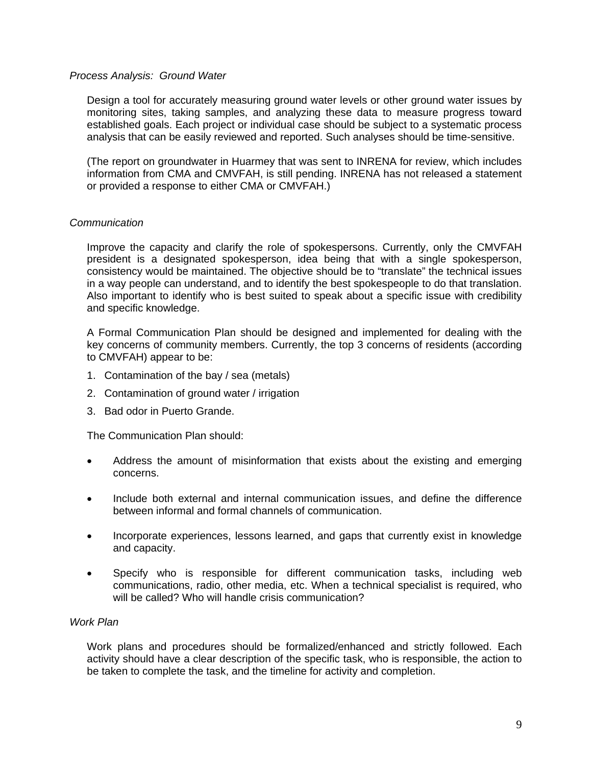*Process Analysis: Ground Water*

Design a tool for accurately measuring ground water levels or other ground water issues by monitoring sites, taking samples, and analyzing these data to measure progress toward established goals. Each project or individual case should be subject to a systematic process analysis that can be easily reviewed and reported. Such analyses should be time-sensitive.

(The report on groundwater in Huarmey that was sent to INRENA for review, which includes information from CMA and CMVFAH, is still pending. INRENA has not released a statement or provided a response to either CMA or CMVFAH.)

*Communication*

Improve the capacity and clarify the role of spokespersons. Currently, only the CMVFAH president is a designated spokesperson, idea being that with a single spokesperson, consistency would be maintained. The objective should be to "translate" the technical issues in a way people can understand, and to identify the best spokespeople to do that translation. Also important to identify who is best suited to speak about a specific issue with credibility and specific knowledge.

A Formal Communication Plan should be designed and implemented for dealing with the key concerns of community members. Currently, the top 3 concerns of residents (according to CMVFAH) appear to be:

1. Contamination of the bay / sea (metals)
2. Contamination of ground water / irrigation
3. Bad odor in Puerto Grande.

The Communication Plan should:

- Address the amount of misinformation that exists about the existing and emerging concerns.
- Include both external and internal communication issues, and define the difference between informal and formal channels of communication.
- Incorporate experiences, lessons learned, and gaps that currently exist in knowledge and capacity.
- Specify who is responsible for different communication tasks, including web communications, radio, other media, etc. When a technical specialist is required, who will be called? Who will handle crisis communication?

*Work Plan*

Work plans and procedures should be formalized/enhanced and strictly followed. Each activity should have a clear description of the specific task, who is responsible, the action to be taken to complete the task, and the timeline for activity and completion.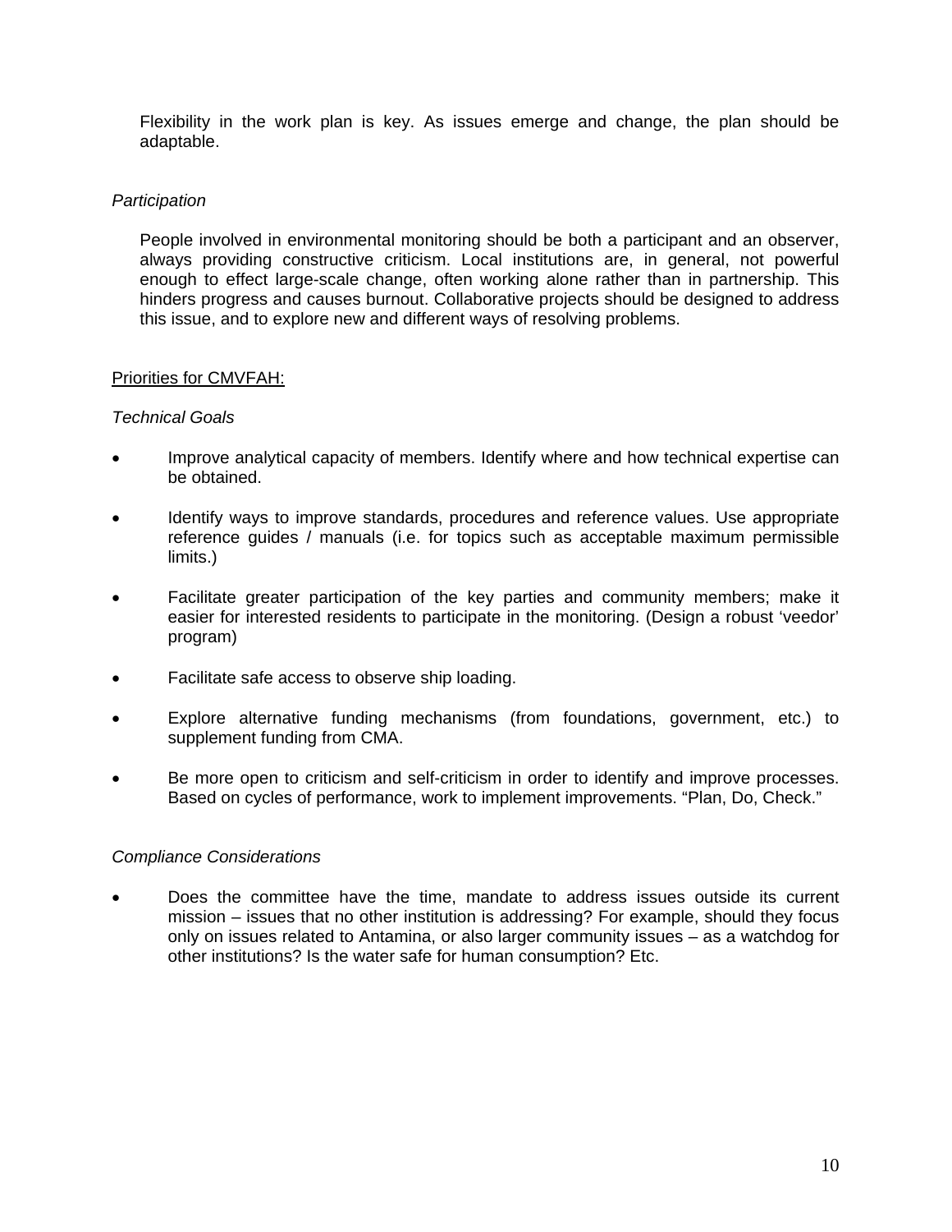Flexibility in the work plan is key. As issues emerge and change, the plan should be adaptable.

*Participation*

People involved in environmental monitoring should be both a participant and an observer, always providing constructive criticism. Local institutions are, in general, not powerful enough to effect large-scale change, often working alone rather than in partnership. This hinders progress and causes burnout. Collaborative projects should be designed to address this issue, and to explore new and different ways of resolving problems.

<u>Priorities for CMVFAH:</u>

*Technical Goals*

- Improve analytical capacity of members. Identify where and how technical expertise can be obtained.
- Identify ways to improve standards, procedures and reference values. Use appropriate reference guides / manuals (i.e. for topics such as acceptable maximum permissible limits.)
- Facilitate greater participation of the key parties and community members; make it easier for interested residents to participate in the monitoring. (Design a robust 'veedor' program)
- Facilitate safe access to observe ship loading.
- Explore alternative funding mechanisms (from foundations, government, etc.) to supplement funding from CMA.
- Be more open to criticism and self-criticism in order to identify and improve processes. Based on cycles of performance, work to implement improvements. "Plan, Do, Check."

*Compliance Considerations*

- Does the committee have the time, mandate to address issues outside its current mission – issues that no other institution is addressing? For example, should they focus only on issues related to Antamina, or also larger community issues – as a watchdog for other institutions? Is the water safe for human consumption? Etc.